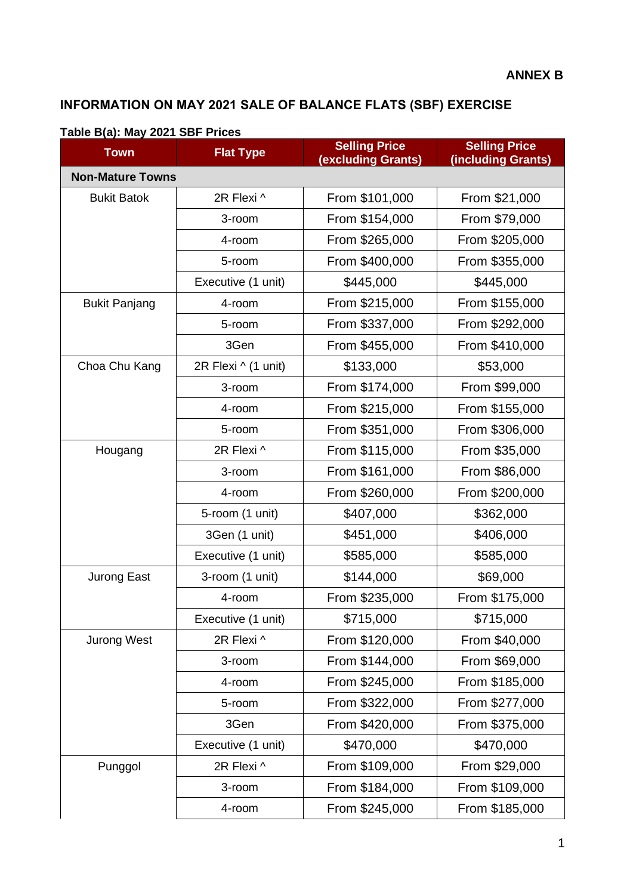**ANNEX B**

## INFORMATION ON MAY 2021 SALE OF BALANCE FLATS (SBF) EXERCISE

**Table B(a): May 2021 SBF Prices**

| Town | Flat Type | Selling Price (excluding Grants) | Selling Price (including Grants) |
|---|---|---|---|
| **Non-Mature Towns** | | | |
| Bukit Batok | 2R Flexi ^ | From $101,000 | From $21,000 |
| | 3-room | From $154,000 | From $79,000 |
| | 4-room | From $265,000 | From $205,000 |
| | 5-room | From $400,000 | From $355,000 |
| | Executive (1 unit) | $445,000 | $445,000 |
| Bukit Panjang | 4-room | From $215,000 | From $155,000 |
| | 5-room | From $337,000 | From $292,000 |
| | 3Gen | From $455,000 | From $410,000 |
| Choa Chu Kang | 2R Flexi ^ (1 unit) | $133,000 | $53,000 |
| | 3-room | From $174,000 | From $99,000 |
| | 4-room | From $215,000 | From $155,000 |
| | 5-room | From $351,000 | From $306,000 |
| Hougang | 2R Flexi ^ | From $115,000 | From $35,000 |
| | 3-room | From $161,000 | From $86,000 |
| | 4-room | From $260,000 | From $200,000 |
| | 5-room (1 unit) | $407,000 | $362,000 |
| | 3Gen (1 unit) | $451,000 | $406,000 |
| | Executive (1 unit) | $585,000 | $585,000 |
| Jurong East | 3-room (1 unit) | $144,000 | $69,000 |
| | 4-room | From $235,000 | From $175,000 |
| | Executive (1 unit) | $715,000 | $715,000 |
| Jurong West | 2R Flexi ^ | From $120,000 | From $40,000 |
| | 3-room | From $144,000 | From $69,000 |
| | 4-room | From $245,000 | From $185,000 |
| | 5-room | From $322,000 | From $277,000 |
| | 3Gen | From $420,000 | From $375,000 |
| | Executive (1 unit) | $470,000 | $470,000 |
| Punggol | 2R Flexi ^ | From $109,000 | From $29,000 |
| | 3-room | From $184,000 | From $109,000 |
| | 4-room | From $245,000 | From $185,000 |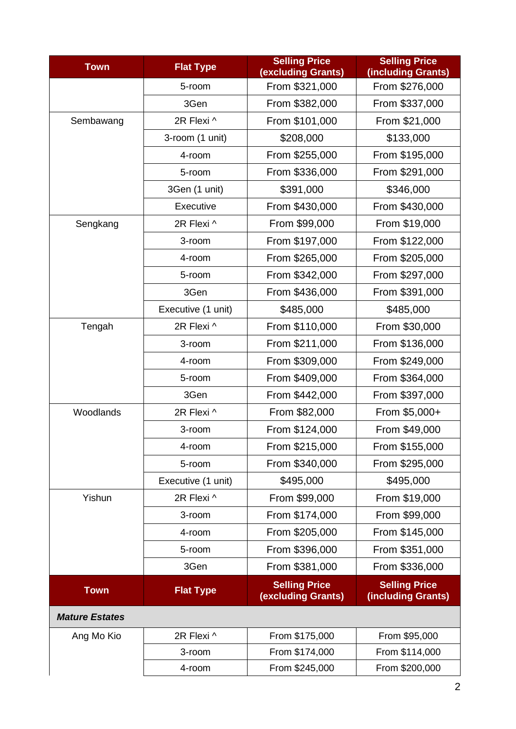| Town | Flat Type | Selling Price (excluding Grants) | Selling Price (including Grants) |
|---|---|---|---|
| | 5-room | From $321,000 | From $276,000 |
| | 3Gen | From $382,000 | From $337,000 |
| Sembawang | 2R Flexi ^ | From $101,000 | From $21,000 |
| | 3-room (1 unit) | $208,000 | $133,000 |
| | 4-room | From $255,000 | From $195,000 |
| | 5-room | From $336,000 | From $291,000 |
| | 3Gen (1 unit) | $391,000 | $346,000 |
| | Executive | From $430,000 | From $430,000 |
| Sengkang | 2R Flexi ^ | From $99,000 | From $19,000 |
| | 3-room | From $197,000 | From $122,000 |
| | 4-room | From $265,000 | From $205,000 |
| | 5-room | From $342,000 | From $297,000 |
| | 3Gen | From $436,000 | From $391,000 |
| | Executive (1 unit) | $485,000 | $485,000 |
| Tengah | 2R Flexi ^ | From $110,000 | From $30,000 |
| | 3-room | From $211,000 | From $136,000 |
| | 4-room | From $309,000 | From $249,000 |
| | 5-room | From $409,000 | From $364,000 |
| | 3Gen | From $442,000 | From $397,000 |
| Woodlands | 2R Flexi ^ | From $82,000 | From $5,000+ |
| | 3-room | From $124,000 | From $49,000 |
| | 4-room | From $215,000 | From $155,000 |
| | 5-room | From $340,000 | From $295,000 |
| | Executive (1 unit) | $495,000 | $495,000 |
| Yishun | 2R Flexi ^ | From $99,000 | From $19,000 |
| | 3-room | From $174,000 | From $99,000 |
| | 4-room | From $205,000 | From $145,000 |
| | 5-room | From $396,000 | From $351,000 |
| | 3Gen | From $381,000 | From $336,000 |

| Town | Flat Type | Selling Price (excluding Grants) | Selling Price (including Grants) |
|---|---|---|---|
| ***Mature Estates*** | | | |
| Ang Mo Kio | 2R Flexi ^ | From $175,000 | From $95,000 |
| | 3-room | From $174,000 | From $114,000 |
| | 4-room | From $245,000 | From $200,000 |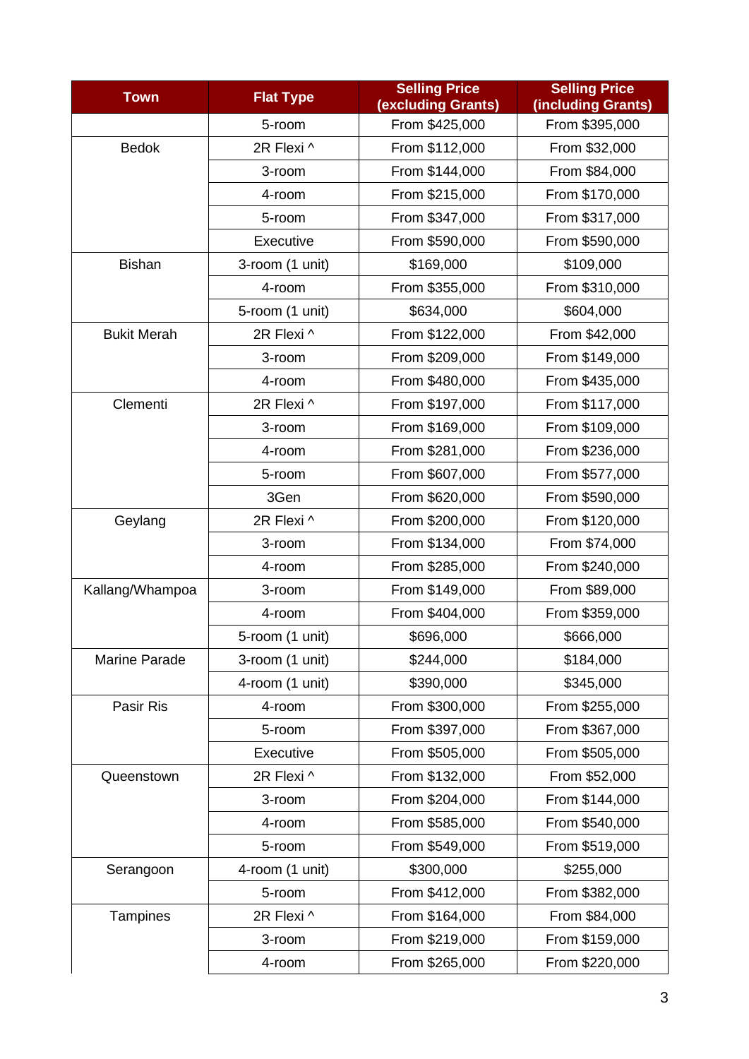| Town | Flat Type | Selling Price (excluding Grants) | Selling Price (including Grants) |
| --- | --- | --- | --- |
| | 5-room | From $425,000 | From $395,000 |
| Bedok | 2R Flexi ^ | From $112,000 | From $32,000 |
| | 3-room | From $144,000 | From $84,000 |
| | 4-room | From $215,000 | From $170,000 |
| | 5-room | From $347,000 | From $317,000 |
| | Executive | From $590,000 | From $590,000 |
| Bishan | 3-room (1 unit) | $169,000 | $109,000 |
| | 4-room | From $355,000 | From $310,000 |
| | 5-room (1 unit) | $634,000 | $604,000 |
| Bukit Merah | 2R Flexi ^ | From $122,000 | From $42,000 |
| | 3-room | From $209,000 | From $149,000 |
| | 4-room | From $480,000 | From $435,000 |
| Clementi | 2R Flexi ^ | From $197,000 | From $117,000 |
| | 3-room | From $169,000 | From $109,000 |
| | 4-room | From $281,000 | From $236,000 |
| | 5-room | From $607,000 | From $577,000 |
| | 3Gen | From $620,000 | From $590,000 |
| Geylang | 2R Flexi ^ | From $200,000 | From $120,000 |
| | 3-room | From $134,000 | From $74,000 |
| | 4-room | From $285,000 | From $240,000 |
| Kallang/Whampoa | 3-room | From $149,000 | From $89,000 |
| | 4-room | From $404,000 | From $359,000 |
| | 5-room (1 unit) | $696,000 | $666,000 |
| Marine Parade | 3-room (1 unit) | $244,000 | $184,000 |
| | 4-room (1 unit) | $390,000 | $345,000 |
| Pasir Ris | 4-room | From $300,000 | From $255,000 |
| | 5-room | From $397,000 | From $367,000 |
| | Executive | From $505,000 | From $505,000 |
| Queenstown | 2R Flexi ^ | From $132,000 | From $52,000 |
| | 3-room | From $204,000 | From $144,000 |
| | 4-room | From $585,000 | From $540,000 |
| | 5-room | From $549,000 | From $519,000 |
| Serangoon | 4-room (1 unit) | $300,000 | $255,000 |
| | 5-room | From $412,000 | From $382,000 |
| Tampines | 2R Flexi ^ | From $164,000 | From $84,000 |
| | 3-room | From $219,000 | From $159,000 |
| | 4-room | From $265,000 | From $220,000 |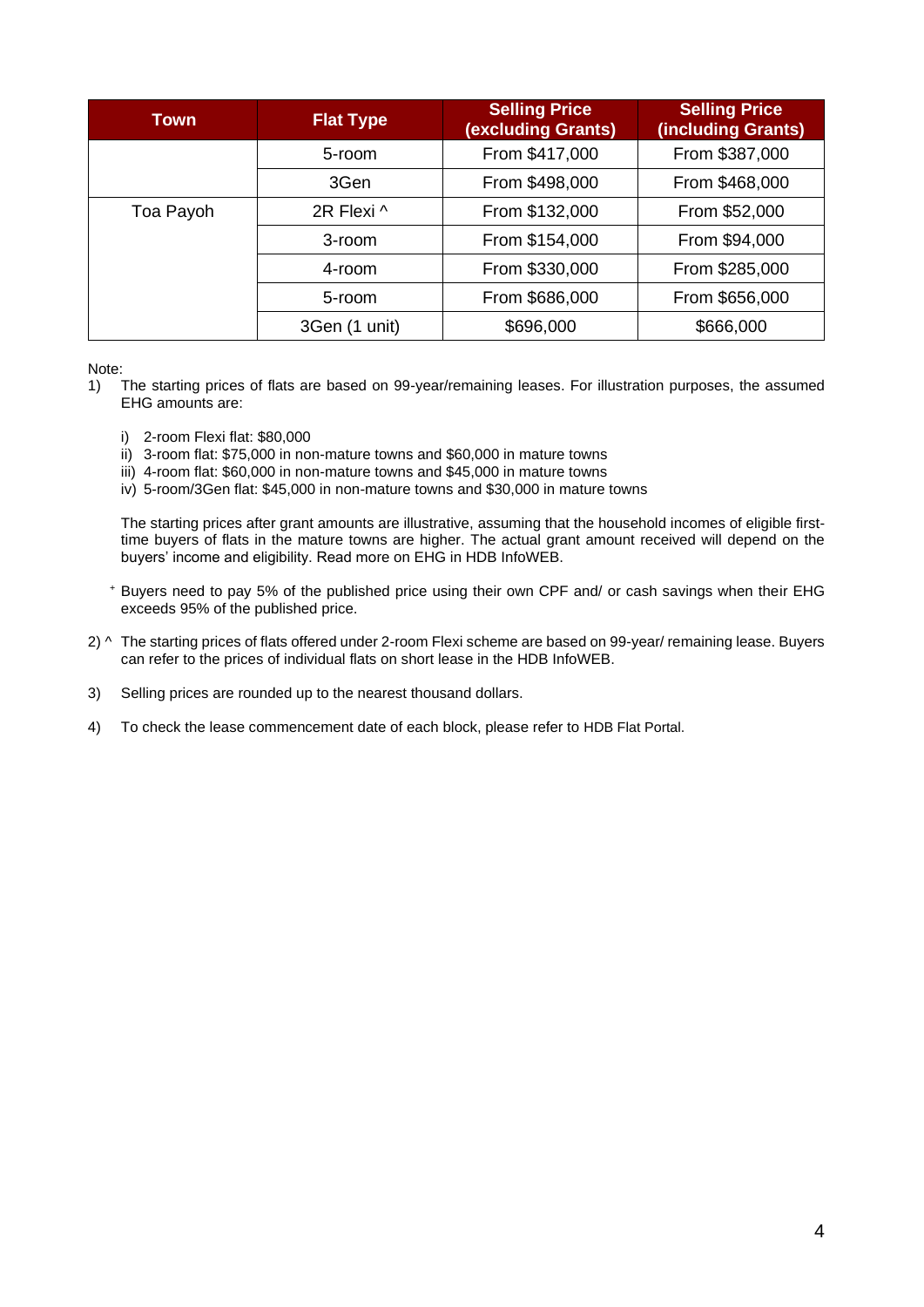| Town | Flat Type | Selling Price (excluding Grants) | Selling Price (including Grants) |
|---|---|---|---|
| | 5-room | From $417,000 | From $387,000 |
| | 3Gen | From $498,000 | From $468,000 |
| Toa Payoh | 2R Flexi ^ | From $132,000 | From $52,000 |
| | 3-room | From $154,000 | From $94,000 |
| | 4-room | From $330,000 | From $285,000 |
| | 5-room | From $686,000 | From $656,000 |
| | 3Gen (1 unit) | $696,000 | $666,000 |

Note:

1) The starting prices of flats are based on 99-year/remaining leases. For illustration purposes, the assumed EHG amounts are:

   i) 2-room Flexi flat: $80,000
   ii) 3-room flat: $75,000 in non-mature towns and $60,000 in mature towns
   iii) 4-room flat: $60,000 in non-mature towns and $45,000 in mature towns
   iv) 5-room/3Gen flat: $45,000 in non-mature towns and $30,000 in mature towns

   The starting prices after grant amounts are illustrative, assuming that the household incomes of eligible first-time buyers of flats in the mature towns are higher. The actual grant amount received will depend on the buyers' income and eligibility. Read more on EHG in HDB InfoWEB.

   + Buyers need to pay 5% of the published price using their own CPF and/ or cash savings when their EHG exceeds 95% of the published price.

2) ^ The starting prices of flats offered under 2-room Flexi scheme are based on 99-year/ remaining lease. Buyers can refer to the prices of individual flats on short lease in the HDB InfoWEB.

3) Selling prices are rounded up to the nearest thousand dollars.

4) To check the lease commencement date of each block, please refer to HDB Flat Portal.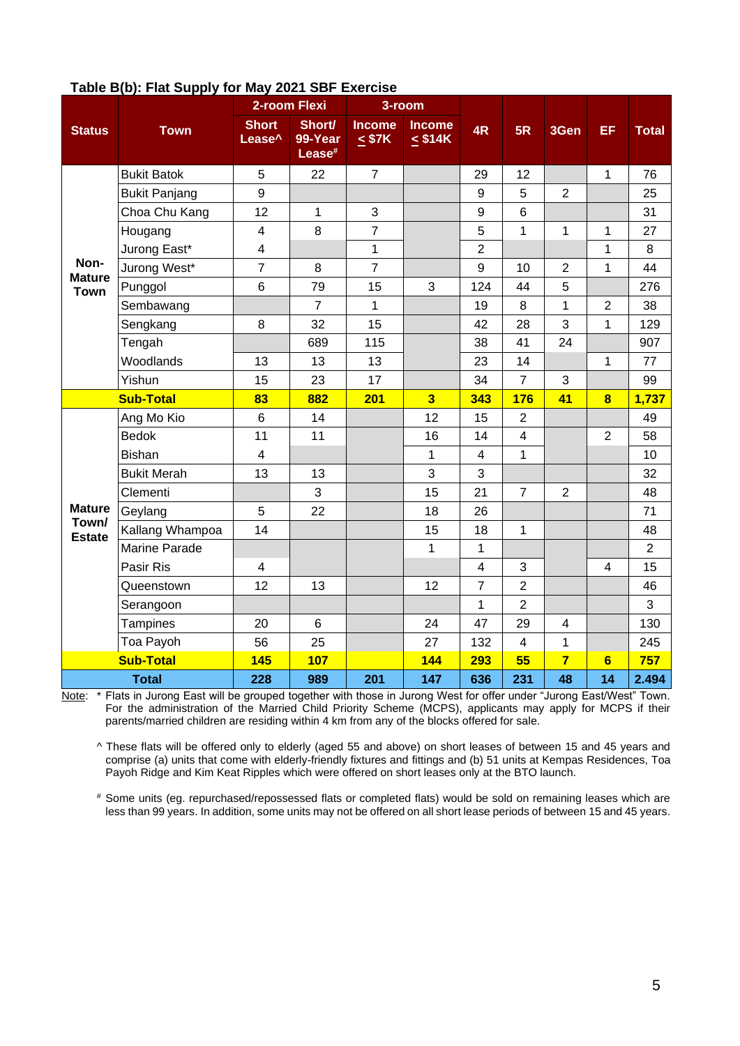**Table B(b): Flat Supply for May 2021 SBF Exercise**

| Status | Town | 2-room Flexi | | 3-room | | 4R | 5R | 3Gen | EF | Total |
|---|---|---|---|---|---|---|---|---|---|---|
| | | Short Lease^ | Short/ 99-Year Lease# | Income ≤ $7K | Income ≤ $14K | | | | | |
| Non-Mature Town | Bukit Batok | 5 | 22 | 7 | | 29 | 12 | | 1 | 76 |
| | Bukit Panjang | 9 | | | | 9 | 5 | 2 | | 25 |
| | Choa Chu Kang | 12 | 1 | 3 | | 9 | 6 | | | 31 |
| | Hougang | 4 | 8 | 7 | | 5 | 1 | 1 | 1 | 27 |
| | Jurong East* | 4 | | 1 | | 2 | | | 1 | 8 |
| | Jurong West* | 7 | 8 | 7 | | 9 | 10 | 2 | 1 | 44 |
| | Punggol | 6 | 79 | 15 | 3 | 124 | 44 | 5 | | 276 |
| | Sembawang | | 7 | 1 | | 19 | 8 | 1 | 2 | 38 |
| | Sengkang | 8 | 32 | 15 | | 42 | 28 | 3 | 1 | 129 |
| | Tengah | | 689 | 115 | | 38 | 41 | 24 | | 907 |
| | Woodlands | 13 | 13 | 13 | | 23 | 14 | | 1 | 77 |
| | Yishun | 15 | 23 | 17 | | 34 | 7 | 3 | | 99 |
| | **Sub-Total** | **83** | **882** | **201** | **3** | **343** | **176** | **41** | **8** | **1,737** |
| Mature Town/ Estate | Ang Mo Kio | 6 | 14 | | 12 | 15 | 2 | | | 49 |
| | Bedok | 11 | 11 | | 16 | 14 | 4 | | 2 | 58 |
| | Bishan | 4 | | | 1 | 4 | 1 | | | 10 |
| | Bukit Merah | 13 | 13 | | 3 | 3 | | | | 32 |
| | Clementi | | 3 | | 15 | 21 | 7 | 2 | | 48 |
| | Geylang | 5 | 22 | | 18 | 26 | | | | 71 |
| | Kallang Whampoa | 14 | | | 15 | 18 | 1 | | | 48 |
| | Marine Parade | | | | 1 | 1 | | | | 2 |
| | Pasir Ris | 4 | | | | 4 | 3 | | 4 | 15 |
| | Queenstown | 12 | 13 | | 12 | 7 | 2 | | | 46 |
| | Serangoon | | | | | 1 | 2 | | | 3 |
| | Tampines | 20 | 6 | | 24 | 47 | 29 | 4 | | 130 |
| | Toa Payoh | 56 | 25 | | 27 | 132 | 4 | 1 | | 245 |
| | **Sub-Total** | **145** | **107** | | **144** | **293** | **55** | **7** | **6** | **757** |
| **Total** | | **228** | **989** | **201** | **147** | **636** | **231** | **48** | **14** | **2.494** |

Note: * Flats in Jurong East will be grouped together with those in Jurong West for offer under "Jurong East/West" Town. For the administration of the Married Child Priority Scheme (MCPS), applicants may apply for MCPS if their parents/married children are residing within 4 km from any of the blocks offered for sale.

^ These flats will be offered only to elderly (aged 55 and above) on short leases of between 15 and 45 years and comprise (a) units that come with elderly-friendly fixtures and fittings and (b) 51 units at Kempas Residences, Toa Payoh Ridge and Kim Keat Ripples which were offered on short leases only at the BTO launch.

# Some units (eg. repurchased/repossessed flats or completed flats) would be sold on remaining leases which are less than 99 years. In addition, some units may not be offered on all short lease periods of between 15 and 45 years.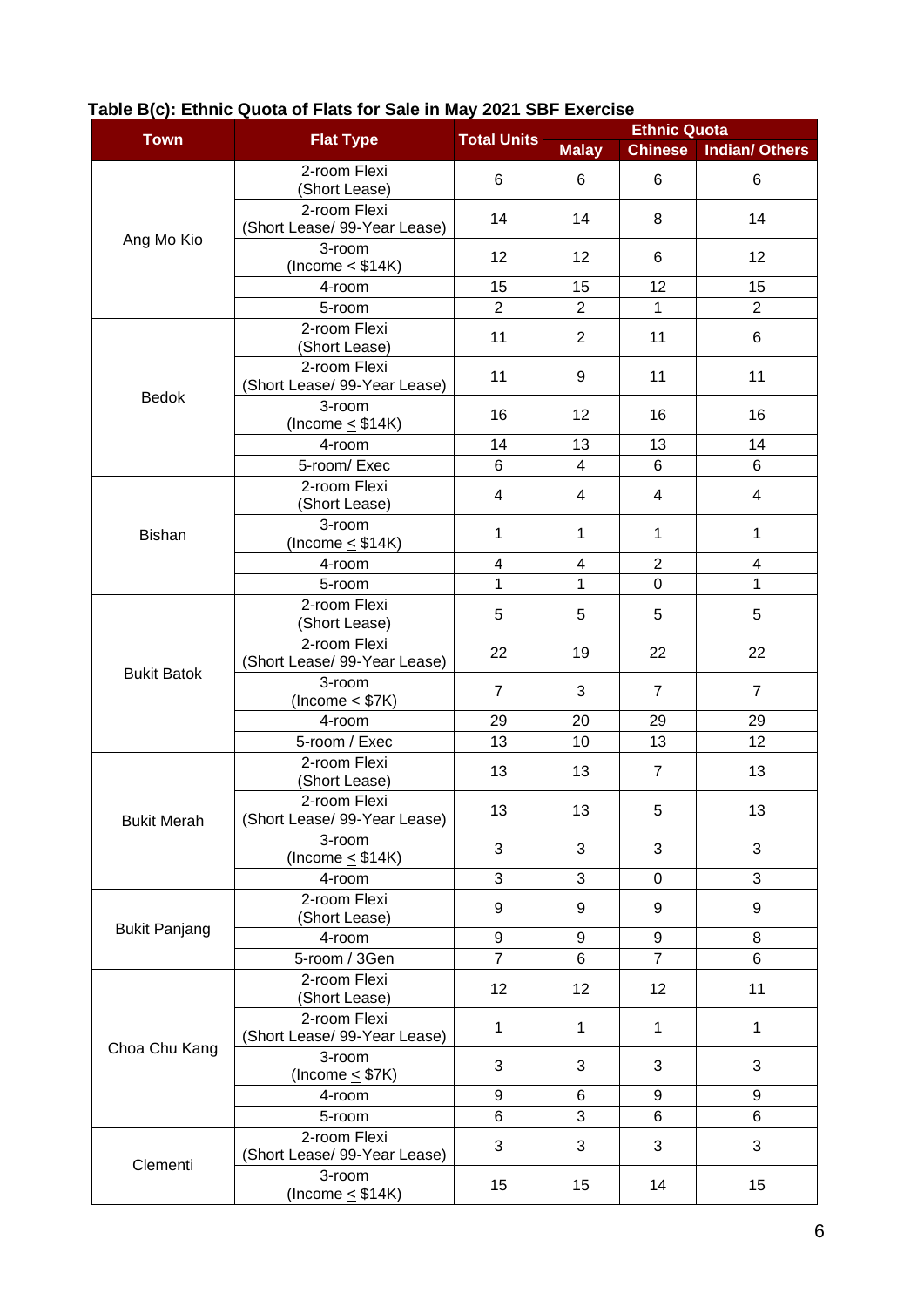**Table B(c): Ethnic Quota of Flats for Sale in May 2021 SBF Exercise**

| Town | Flat Type | Total Units | Ethnic Quota | | |
|---|---|---|---|---|---|
| | | | Malay | Chinese | Indian/ Others |
| Ang Mo Kio | 2-room Flexi (Short Lease) | 6 | 6 | 6 | 6 |
| | 2-room Flexi (Short Lease/ 99-Year Lease) | 14 | 14 | 8 | 14 |
| | 3-room (Income ≤ $14K) | 12 | 12 | 6 | 12 |
| | 4-room | 15 | 15 | 12 | 15 |
| | 5-room | 2 | 2 | 1 | 2 |
| Bedok | 2-room Flexi (Short Lease) | 11 | 2 | 11 | 6 |
| | 2-room Flexi (Short Lease/ 99-Year Lease) | 11 | 9 | 11 | 11 |
| | 3-room (Income ≤ $14K) | 16 | 12 | 16 | 16 |
| | 4-room | 14 | 13 | 13 | 14 |
| | 5-room/ Exec | 6 | 4 | 6 | 6 |
| Bishan | 2-room Flexi (Short Lease) | 4 | 4 | 4 | 4 |
| | 3-room (Income ≤ $14K) | 1 | 1 | 1 | 1 |
| | 4-room | 4 | 4 | 2 | 4 |
| | 5-room | 1 | 1 | 0 | 1 |
| Bukit Batok | 2-room Flexi (Short Lease) | 5 | 5 | 5 | 5 |
| | 2-room Flexi (Short Lease/ 99-Year Lease) | 22 | 19 | 22 | 22 |
| | 3-room (Income ≤ $7K) | 7 | 3 | 7 | 7 |
| | 4-room | 29 | 20 | 29 | 29 |
| | 5-room / Exec | 13 | 10 | 13 | 12 |
| Bukit Merah | 2-room Flexi (Short Lease) | 13 | 13 | 7 | 13 |
| | 2-room Flexi (Short Lease/ 99-Year Lease) | 13 | 13 | 5 | 13 |
| | 3-room (Income ≤ $14K) | 3 | 3 | 3 | 3 |
| | 4-room | 3 | 3 | 0 | 3 |
| Bukit Panjang | 2-room Flexi (Short Lease) | 9 | 9 | 9 | 9 |
| | 4-room | 9 | 9 | 9 | 8 |
| | 5-room / 3Gen | 7 | 6 | 7 | 6 |
| Choa Chu Kang | 2-room Flexi (Short Lease) | 12 | 12 | 12 | 11 |
| | 2-room Flexi (Short Lease/ 99-Year Lease) | 1 | 1 | 1 | 1 |
| | 3-room (Income ≤ $7K) | 3 | 3 | 3 | 3 |
| | 4-room | 9 | 6 | 9 | 9 |
| | 5-room | 6 | 3 | 6 | 6 |
| Clementi | 2-room Flexi (Short Lease/ 99-Year Lease) | 3 | 3 | 3 | 3 |
| | 3-room (Income ≤ $14K) | 15 | 15 | 14 | 15 |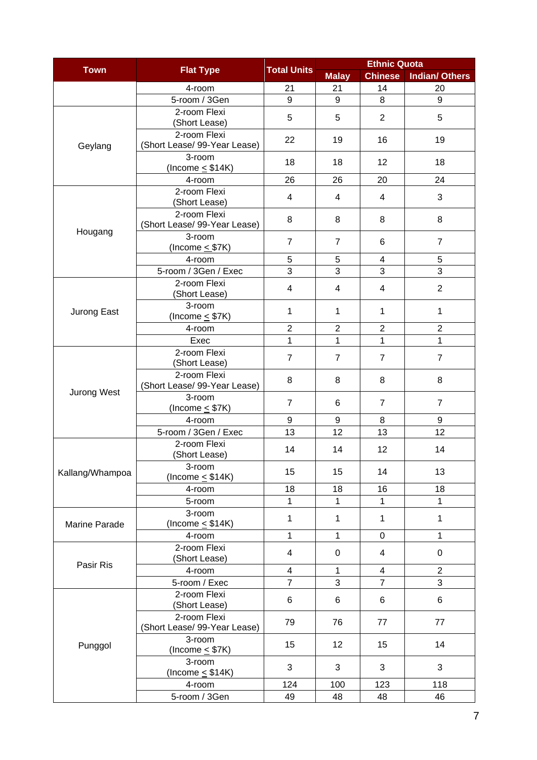| Town | Flat Type | Total Units | Ethnic Quota | | |
|---|---|---|---|---|---|
| | | | Malay | Chinese | Indian/ Others |
| | 4-room | 21 | 21 | 14 | 20 |
| | 5-room / 3Gen | 9 | 9 | 8 | 9 |
| Geylang | 2-room Flexi (Short Lease) | 5 | 5 | 2 | 5 |
| | 2-room Flexi (Short Lease/ 99-Year Lease) | 22 | 19 | 16 | 19 |
| | 3-room (Income ≤ $14K) | 18 | 18 | 12 | 18 |
| | 4-room | 26 | 26 | 20 | 24 |
| Hougang | 2-room Flexi (Short Lease) | 4 | 4 | 4 | 3 |
| | 2-room Flexi (Short Lease/ 99-Year Lease) | 8 | 8 | 8 | 8 |
| | 3-room (Income ≤ $7K) | 7 | 7 | 6 | 7 |
| | 4-room | 5 | 5 | 4 | 5 |
| | 5-room / 3Gen / Exec | 3 | 3 | 3 | 3 |
| Jurong East | 2-room Flexi (Short Lease) | 4 | 4 | 4 | 2 |
| | 3-room (Income ≤ $7K) | 1 | 1 | 1 | 1 |
| | 4-room | 2 | 2 | 2 | 2 |
| | Exec | 1 | 1 | 1 | 1 |
| Jurong West | 2-room Flexi (Short Lease) | 7 | 7 | 7 | 7 |
| | 2-room Flexi (Short Lease/ 99-Year Lease) | 8 | 8 | 8 | 8 |
| | 3-room (Income ≤ $7K) | 7 | 6 | 7 | 7 |
| | 4-room | 9 | 9 | 8 | 9 |
| | 5-room / 3Gen / Exec | 13 | 12 | 13 | 12 |
| Kallang/Whampoa | 2-room Flexi (Short Lease) | 14 | 14 | 12 | 14 |
| | 3-room (Income ≤ $14K) | 15 | 15 | 14 | 13 |
| | 4-room | 18 | 18 | 16 | 18 |
| | 5-room | 1 | 1 | 1 | 1 |
| Marine Parade | 3-room (Income ≤ $14K) | 1 | 1 | 1 | 1 |
| | 4-room | 1 | 1 | 0 | 1 |
| Pasir Ris | 2-room Flexi (Short Lease) | 4 | 0 | 4 | 0 |
| | 4-room | 4 | 1 | 4 | 2 |
| | 5-room / Exec | 7 | 3 | 7 | 3 |
| Punggol | 2-room Flexi (Short Lease) | 6 | 6 | 6 | 6 |
| | 2-room Flexi (Short Lease/ 99-Year Lease) | 79 | 76 | 77 | 77 |
| | 3-room (Income ≤ $7K) | 15 | 12 | 15 | 14 |
| | 3-room (Income ≤ $14K) | 3 | 3 | 3 | 3 |
| | 4-room | 124 | 100 | 123 | 118 |
| | 5-room / 3Gen | 49 | 48 | 48 | 46 |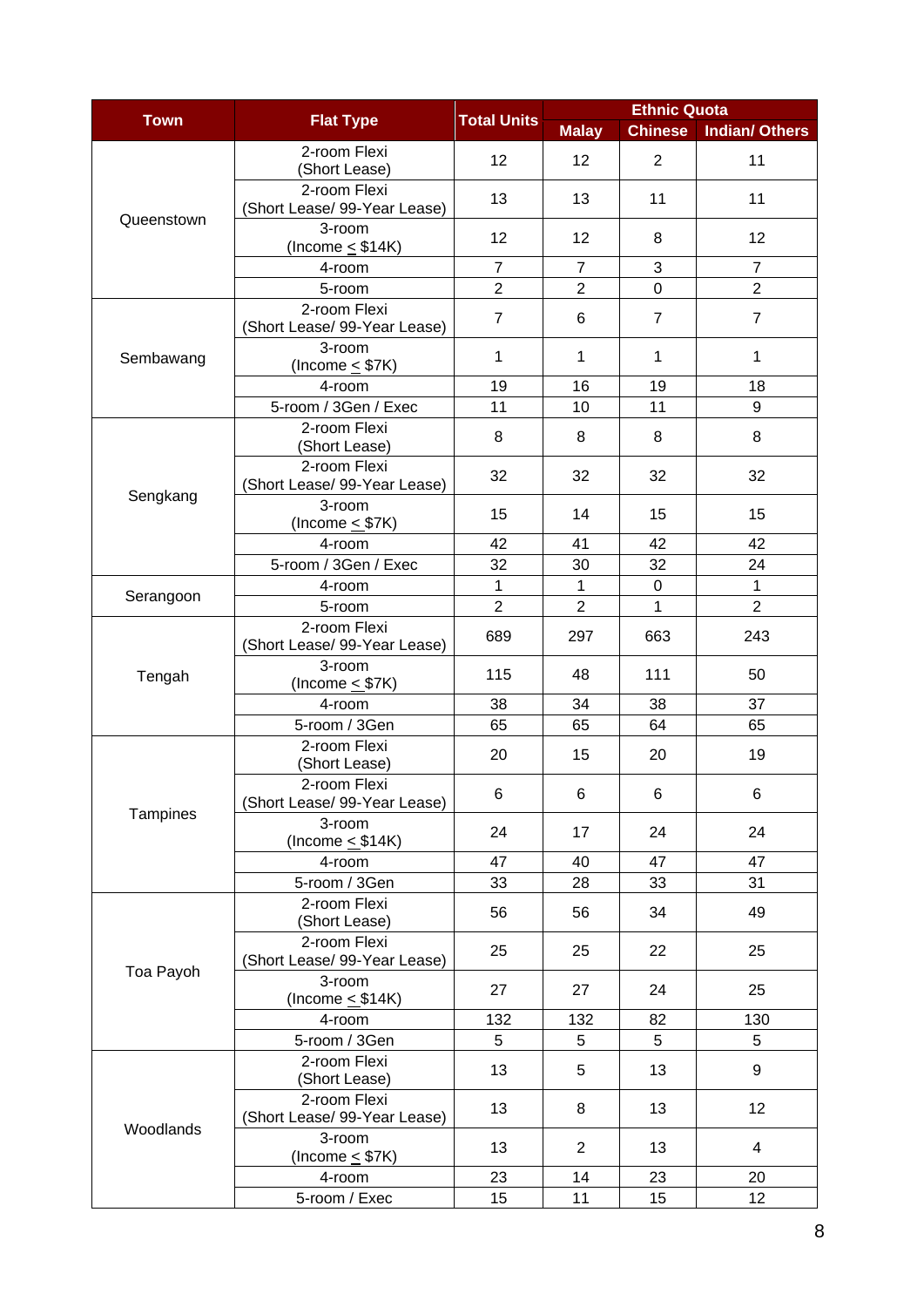| Town | Flat Type | Total Units | Ethnic Quota | | |
|---|---|---|---|---|---|
| | | | Malay | Chinese | Indian/ Others |
| Queenstown | 2-room Flexi (Short Lease) | 12 | 12 | 2 | 11 |
| | 2-room Flexi (Short Lease/ 99-Year Lease) | 13 | 13 | 11 | 11 |
| | 3-room (Income < $14K) | 12 | 12 | 8 | 12 |
| | 4-room | 7 | 7 | 3 | 7 |
| | 5-room | 2 | 2 | 0 | 2 |
| Sembawang | 2-room Flexi (Short Lease/ 99-Year Lease) | 7 | 6 | 7 | 7 |
| | 3-room (Income < $7K) | 1 | 1 | 1 | 1 |
| | 4-room | 19 | 16 | 19 | 18 |
| | 5-room / 3Gen / Exec | 11 | 10 | 11 | 9 |
| Sengkang | 2-room Flexi (Short Lease) | 8 | 8 | 8 | 8 |
| | 2-room Flexi (Short Lease/ 99-Year Lease) | 32 | 32 | 32 | 32 |
| | 3-room (Income < $7K) | 15 | 14 | 15 | 15 |
| | 4-room | 42 | 41 | 42 | 42 |
| | 5-room / 3Gen / Exec | 32 | 30 | 32 | 24 |
| Serangoon | 4-room | 1 | 1 | 0 | 1 |
| | 5-room | 2 | 2 | 1 | 2 |
| Tengah | 2-room Flexi (Short Lease/ 99-Year Lease) | 689 | 297 | 663 | 243 |
| | 3-room (Income < $7K) | 115 | 48 | 111 | 50 |
| | 4-room | 38 | 34 | 38 | 37 |
| | 5-room / 3Gen | 65 | 65 | 64 | 65 |
| Tampines | 2-room Flexi (Short Lease) | 20 | 15 | 20 | 19 |
| | 2-room Flexi (Short Lease/ 99-Year Lease) | 6 | 6 | 6 | 6 |
| | 3-room (Income < $14K) | 24 | 17 | 24 | 24 |
| | 4-room | 47 | 40 | 47 | 47 |
| | 5-room / 3Gen | 33 | 28 | 33 | 31 |
| Toa Payoh | 2-room Flexi (Short Lease) | 56 | 56 | 34 | 49 |
| | 2-room Flexi (Short Lease/ 99-Year Lease) | 25 | 25 | 22 | 25 |
| | 3-room (Income < $14K) | 27 | 27 | 24 | 25 |
| | 4-room | 132 | 132 | 82 | 130 |
| | 5-room / 3Gen | 5 | 5 | 5 | 5 |
| Woodlands | 2-room Flexi (Short Lease) | 13 | 5 | 13 | 9 |
| | 2-room Flexi (Short Lease/ 99-Year Lease) | 13 | 8 | 13 | 12 |
| | 3-room (Income < $7K) | 13 | 2 | 13 | 4 |
| | 4-room | 23 | 14 | 23 | 20 |
| | 5-room / Exec | 15 | 11 | 15 | 12 |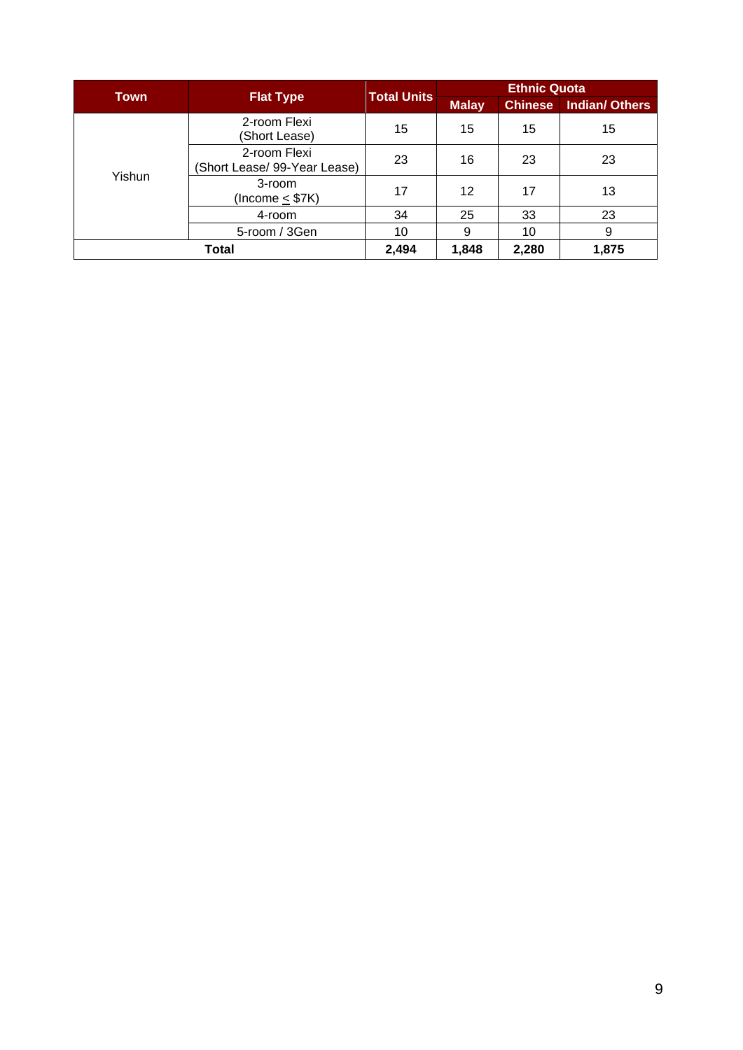| Town | Flat Type | Total Units | Ethnic Quota | | |
|---|---|---|---|---|---|
| | | | Malay | Chinese | Indian/ Others |
| Yishun | 2-room Flexi (Short Lease) | 15 | 15 | 15 | 15 |
| | 2-room Flexi (Short Lease/ 99-Year Lease) | 23 | 16 | 23 | 23 |
| | 3-room (Income ≤ $7K) | 17 | 12 | 17 | 13 |
| | 4-room | 34 | 25 | 33 | 23 |
| | 5-room / 3Gen | 10 | 9 | 10 | 9 |
| **Total** | | **2,494** | **1,848** | **2,280** | **1,875** |